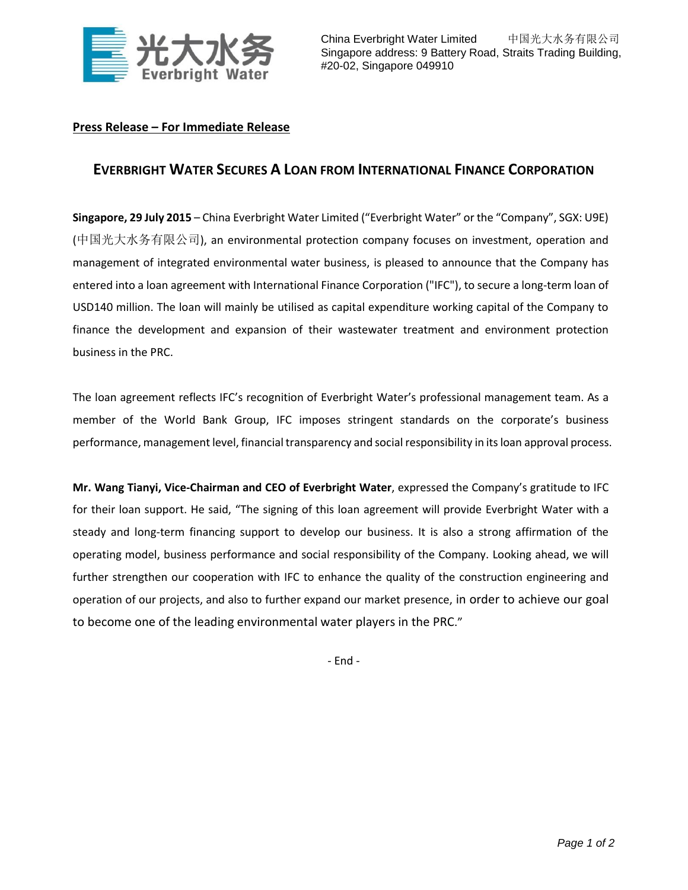China Everbright Water Limited 中国光大水务有限公司
Singapore address: 9 Battery Road, Straits Trading Building, #20-02, Singapore 049910

**Press Release – For Immediate Release**

# EVERBRIGHT WATER SECURES A LOAN FROM INTERNATIONAL FINANCE CORPORATION

**Singapore, 29 July 2015** – China Everbright Water Limited ("Everbright Water" or the "Company", SGX: U9E) (中国光大水务有限公司), an environmental protection company focuses on investment, operation and management of integrated environmental water business, is pleased to announce that the Company has entered into a loan agreement with International Finance Corporation ("IFC"), to secure a long-term loan of USD140 million. The loan will mainly be utilised as capital expenditure working capital of the Company to finance the development and expansion of their wastewater treatment and environment protection business in the PRC.

The loan agreement reflects IFC's recognition of Everbright Water's professional management team. As a member of the World Bank Group, IFC imposes stringent standards on the corporate's business performance, management level, financial transparency and social responsibility in its loan approval process.

**Mr. Wang Tianyi, Vice-Chairman and CEO of Everbright Water**, expressed the Company's gratitude to IFC for their loan support. He said, "The signing of this loan agreement will provide Everbright Water with a steady and long-term financing support to develop our business. It is also a strong affirmation of the operating model, business performance and social responsibility of the Company. Looking ahead, we will further strengthen our cooperation with IFC to enhance the quality of the construction engineering and operation of our projects, and also to further expand our market presence, in order to achieve our goal to become one of the leading environmental water players in the PRC."

- End -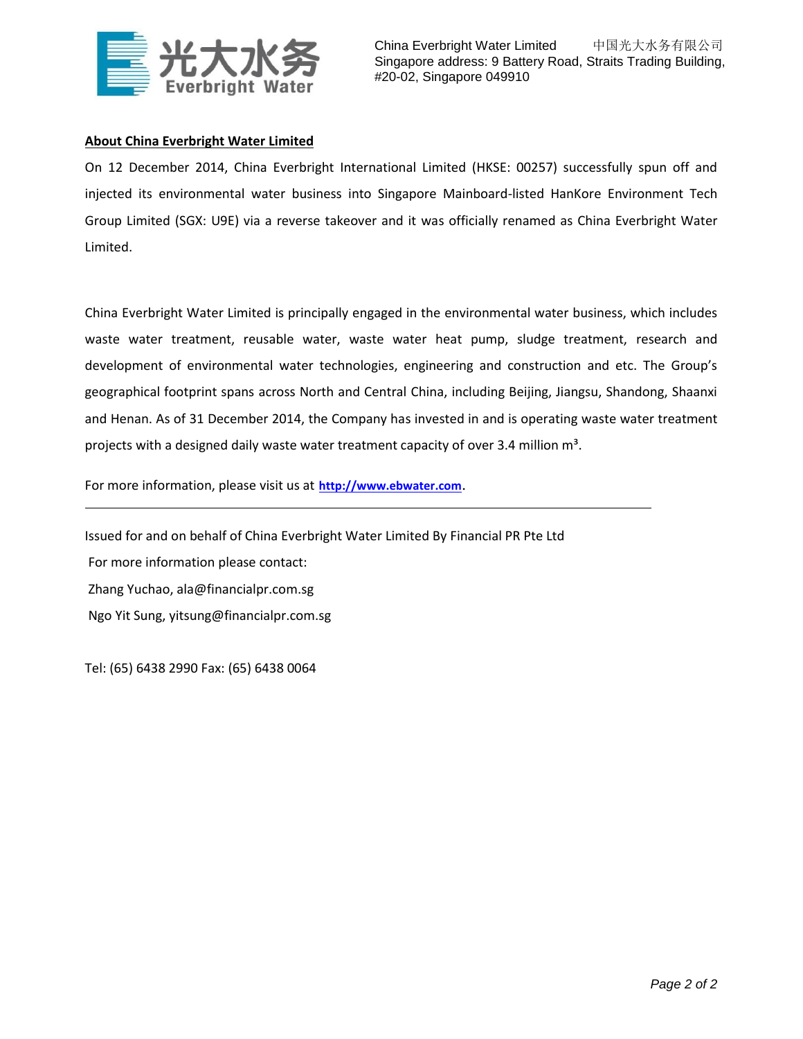China Everbright Water Limited 中国光大水务有限公司
Singapore address: 9 Battery Road, Straits Trading Building, #20-02, Singapore 049910

## About China Everbright Water Limited

On 12 December 2014, China Everbright International Limited (HKSE: 00257) successfully spun off and injected its environmental water business into Singapore Mainboard-listed HanKore Environment Tech Group Limited (SGX: U9E) via a reverse takeover and it was officially renamed as China Everbright Water Limited.

China Everbright Water Limited is principally engaged in the environmental water business, which includes waste water treatment, reusable water, waste water heat pump, sludge treatment, research and development of environmental water technologies, engineering and construction and etc. The Group's geographical footprint spans across North and Central China, including Beijing, Jiangsu, Shandong, Shaanxi and Henan. As of 31 December 2014, the Company has invested in and is operating waste water treatment projects with a designed daily waste water treatment capacity of over 3.4 million $m^3$.

For more information, please visit us at **http://www.ebwater.com**.

---

Issued for and on behalf of China Everbright Water Limited By Financial PR Pte Ltd

For more information please contact:

Zhang Yuchao, ala@financialpr.com.sg

Ngo Yit Sung, yitsung@financialpr.com.sg

Tel: (65) 6438 2990 Fax: (65) 6438 0064